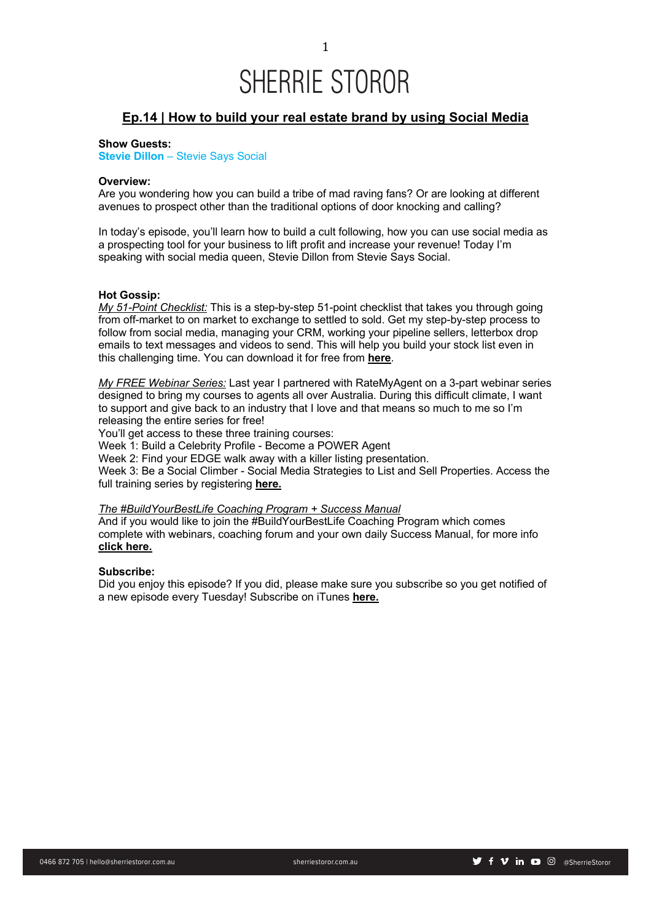# SHERRIE STOROR

## Ep.14 | How to build your real estate brand by using Social Media

**Show Guests:**
**Stevie Dillon** – Stevie Says Social

**Overview:**
Are you wondering how you can build a tribe of mad raving fans? Or are looking at different avenues to prospect other than the traditional options of door knocking and calling?

In today's episode, you'll learn how to build a cult following, how you can use social media as a prospecting tool for your business to lift profit and increase your revenue! Today I'm speaking with social media queen, Stevie Dillon from Stevie Says Social.

**Hot Gossip:**
*My 51-Point Checklist:* This is a step-by-step 51-point checklist that takes you through going from off-market to on market to exchange to settled to sold. Get my step-by-step process to follow from social media, managing your CRM, working your pipeline sellers, letterbox drop emails to text messages and videos to send. This will help you build your stock list even in this challenging time. You can download it for free from **here**.

*My FREE Webinar Series:* Last year I partnered with RateMyAgent on a 3-part webinar series designed to bring my courses to agents all over Australia. During this difficult climate, I want to support and give back to an industry that I love and that means so much to me so I'm releasing the entire series for free!
You'll get access to these three training courses:
Week 1: Build a Celebrity Profile - Become a POWER Agent
Week 2: Find your EDGE walk away with a killer listing presentation.
Week 3: Be a Social Climber - Social Media Strategies to List and Sell Properties. Access the full training series by registering **here.**

*The #BuildYourBestLife Coaching Program + Success Manual*
And if you would like to join the #BuildYourBestLife Coaching Program which comes complete with webinars, coaching forum and your own daily Success Manual, for more info **click here.**

**Subscribe:**
Did you enjoy this episode? If you did, please make sure you subscribe so you get notified of a new episode every Tuesday! Subscribe on iTunes **here.**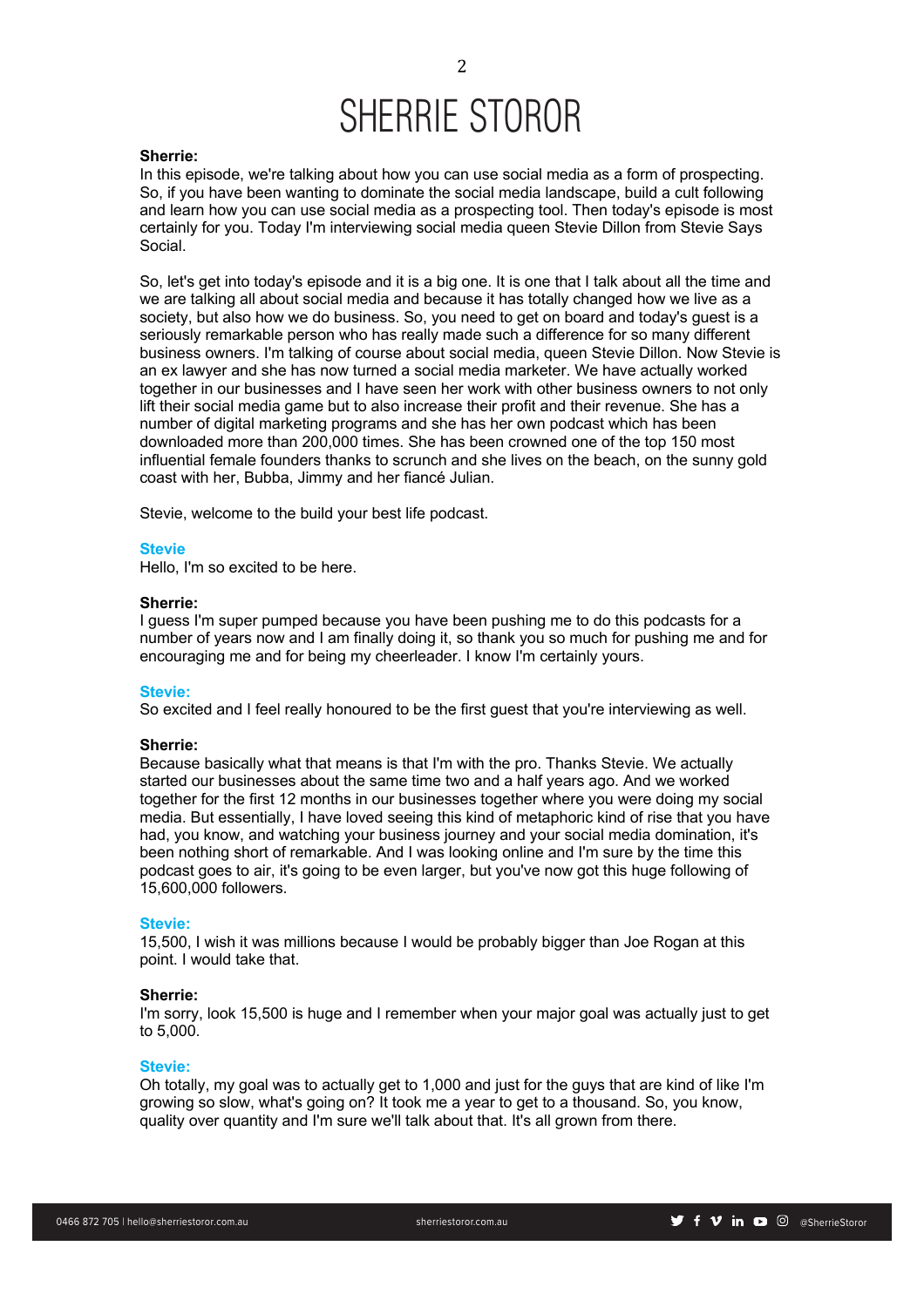**Sherrie:**
In this episode, we're talking about how you can use social media as a form of prospecting. So, if you have been wanting to dominate the social media landscape, build a cult following and learn how you can use social media as a prospecting tool. Then today's episode is most certainly for you. Today I'm interviewing social media queen Stevie Dillon from Stevie Says Social.

So, let's get into today's episode and it is a big one. It is one that I talk about all the time and we are talking all about social media and because it has totally changed how we live as a society, but also how we do business. So, you need to get on board and today's guest is a seriously remarkable person who has really made such a difference for so many different business owners. I'm talking of course about social media, queen Stevie Dillon. Now Stevie is an ex lawyer and she has now turned a social media marketer. We have actually worked together in our businesses and I have seen her work with other business owners to not only lift their social media game but to also increase their profit and their revenue. She has a number of digital marketing programs and she has her own podcast which has been downloaded more than 200,000 times. She has been crowned one of the top 150 most influential female founders thanks to scrunch and she lives on the beach, on the sunny gold coast with her, Bubba, Jimmy and her fiancé Julian.

Stevie, welcome to the build your best life podcast.

**Stevie**
Hello, I'm so excited to be here.

**Sherrie:**
I guess I'm super pumped because you have been pushing me to do this podcasts for a number of years now and I am finally doing it, so thank you so much for pushing me and for encouraging me and for being my cheerleader. I know I'm certainly yours.

**Stevie:**
So excited and I feel really honoured to be the first guest that you're interviewing as well.

**Sherrie:**
Because basically what that means is that I'm with the pro. Thanks Stevie. We actually started our businesses about the same time two and a half years ago. And we worked together for the first 12 months in our businesses together where you were doing my social media. But essentially, I have loved seeing this kind of metaphoric kind of rise that you have had, you know, and watching your business journey and your social media domination, it's been nothing short of remarkable. And I was looking online and I'm sure by the time this podcast goes to air, it's going to be even larger, but you've now got this huge following of 15,600,000 followers.

**Stevie:**
15,500, I wish it was millions because I would be probably bigger than Joe Rogan at this point. I would take that.

**Sherrie:**
I'm sorry, look 15,500 is huge and I remember when your major goal was actually just to get to 5,000.

**Stevie:**
Oh totally, my goal was to actually get to 1,000 and just for the guys that are kind of like I'm growing so slow, what's going on? It took me a year to get to a thousand. So, you know, quality over quantity and I'm sure we'll talk about that. It's all grown from there.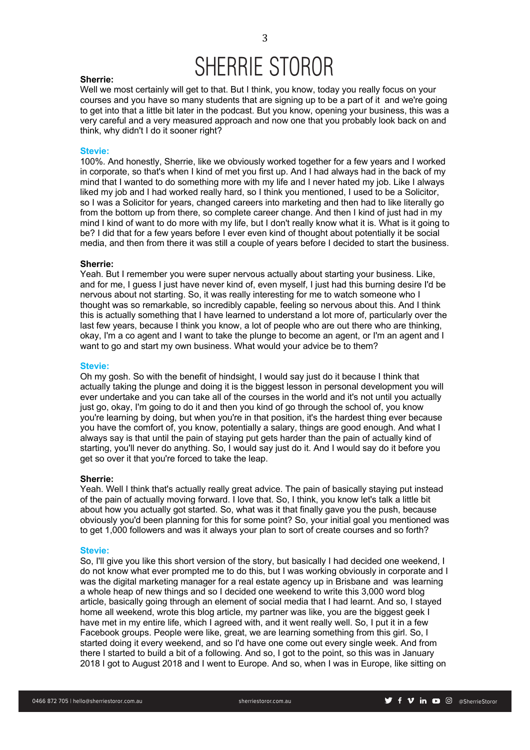**Sherrie:**
Well we most certainly will get to that. But I think, you know, today you really focus on your courses and you have so many students that are signing up to be a part of it  and we're going to get into that a little bit later in the podcast. But you know, opening your business, this was a very careful and a very measured approach and now one that you probably look back on and think, why didn't I do it sooner right?

**Stevie:**
100%. And honestly, Sherrie, like we obviously worked together for a few years and I worked in corporate, so that's when I kind of met you first up. And I had always had in the back of my mind that I wanted to do something more with my life and I never hated my job. Like I always liked my job and I had worked really hard, so I think you mentioned, I used to be a Solicitor, so I was a Solicitor for years, changed careers into marketing and then had to like literally go from the bottom up from there, so complete career change. And then I kind of of just had in my mind I kind of want to do more with my life, but I don't really know what it is. What is it going to be? I did that for a few years before I ever even kind of thought about potentially it be social media, and then from there it was still a couple of years before I decided to start the business.

**Sherrie:**
Yeah. But I remember you were super nervous actually about starting your business. Like, and for me, I guess I just have never kind of, even myself, I just had this burning desire I'd be nervous about not starting. So, it was really interesting for me to watch someone who I thought was so remarkable, so incredibly capable, feeling so nervous about this. And I think this is actually something that I have learned to understand a lot more of, particularly over the last few years, because I think you know, a lot of people who are out there who are thinking, okay, I'm a co agent and I want to take the plunge to become an agent, or I'm an agent and I want to go and start my own business. What would your advice be to them?

**Stevie:**
Oh my gosh. So with the benefit of hindsight, I would say just do it because I think that actually taking the plunge and doing it is the biggest lesson in personal development you will ever undertake and you can take all of the courses in the world and it's not until you actually just go, okay, I'm going to do it and then you kind of go through the school of, you know you're learning by doing, but when you're in that position, it's the hardest thing ever because you have the comfort of, you know, potentially a salary, things are good enough. And what I always say is that until the pain of staying put gets harder than the pain of actually kind of starting, you'll never do anything. So, I would say just do it. And I would say do it before you get so over it that you're forced to take the leap.

**Sherrie:**
Yeah. Well I think that's actually really great advice. The pain of basically staying put instead of the pain of actually moving forward. I love that. So, I think, you know let's talk a little bit about how you actually got started. So, what was it that finally gave you the push, because obviously you'd been planning for this for some point? So, your initial goal you mentioned was to get 1,000 followers and was it always your plan to sort of create courses and so forth?

**Stevie:**
So, I'll give you like this short version of the story, but basically I had decided one weekend, I do not know what ever prompted me to do this, but I was working obviously in corporate and I was the digital marketing manager for a real estate agency up in Brisbane and  was learning a whole heap of new things and so I decided one weekend to write this 3,000 word blog article, basically going through an element of social media that I had learnt. And so, I stayed home all weekend, wrote this blog article, my partner was like, you are the biggest geek I have met in my entire life, which I agreed with, and it went really well. So, I put it in a few Facebook groups. People were like, great, we are learning something from this girl. So, I started doing it every weekend, and so I'd have one come out every single week. And from there I started to build a bit of a following. And so, I got to the point, so this was in January 2018 I got to August 2018 and I went to Europe. And so, when I was in Europe, like sitting on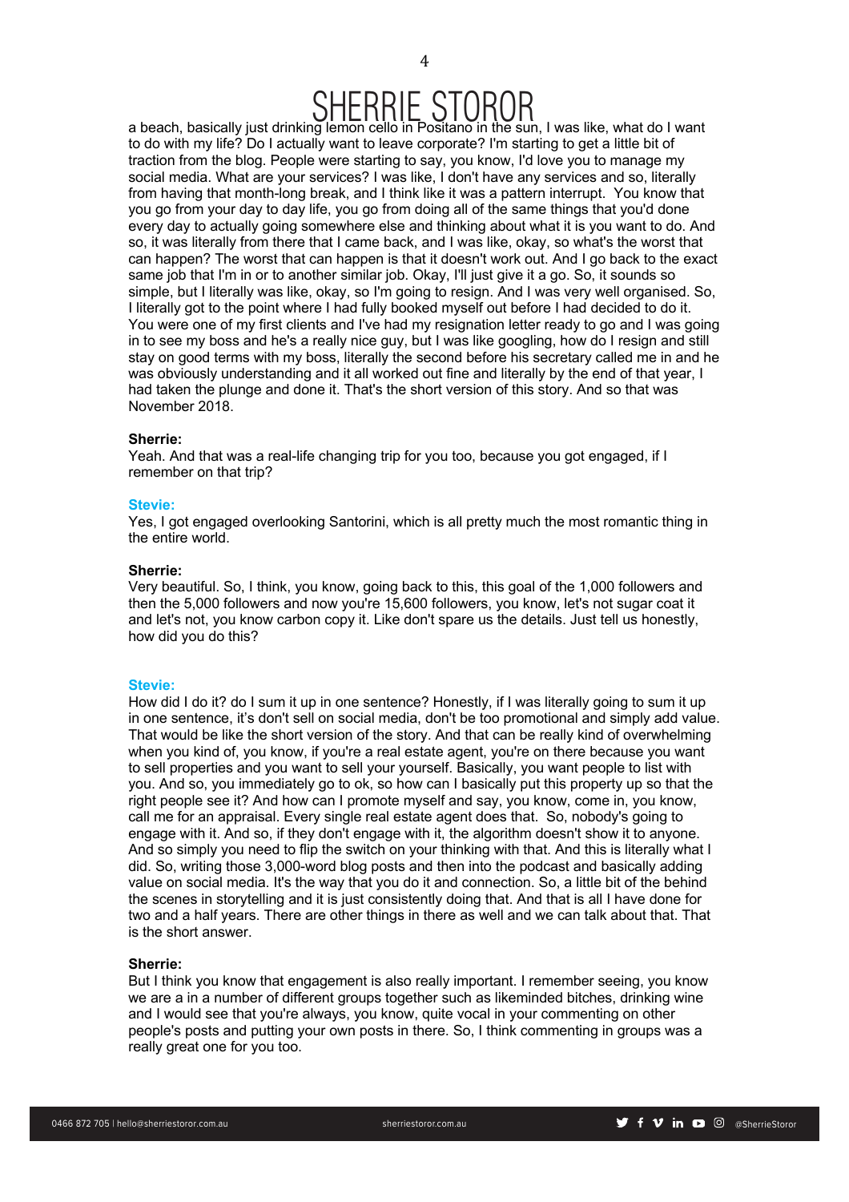a beach, basically just drinking lemon cello in Positano in the sun, I was like, what do I want to do with my life? Do I actually want to leave corporate? I'm starting to get a little bit of traction from the blog. People were starting to say, you know, I'd love you to manage my social media. What are your services? I was like, I don't have any services and so, literally from having that month-long break, and I think like it was a pattern interrupt. You know that you go from your day to day life, you go from doing all of the same things that you'd done every day to actually going somewhere else and thinking about what it is you want to do. And so, it was literally from there that I came back, and I was like, okay, so what's the worst that can happen? The worst that can happen is that it doesn't work out. And I go back to the exact same job that I'm in or to another similar job. Okay, I'll just give it a go. So, it sounds so simple, but I literally was like, okay, so I'm going to resign. And I was very well organised. So, I literally got to the point where I had fully booked myself out before I had decided to do it. You were one of my first clients and I've had my resignation letter ready to go and I was going in to see my boss and he's a really nice guy, but I was like googling, how do I resign and still stay on good terms with my boss, literally the second before his secretary called me in and he was obviously understanding and it all worked out fine and literally by the end of that year, I had taken the plunge and done it. That's the short version of this story. And so that was November 2018.

**Sherrie:**
Yeah. And that was a real-life changing trip for you too, because you got engaged, if I remember on that trip?

**Stevie:**
Yes, I got engaged overlooking Santorini, which is all pretty much the most romantic thing in the entire world.

**Sherrie:**
Very beautiful. So, I think, you know, going back to this, this goal of the 1,000 followers and then the 5,000 followers and now you're 15,600 followers, you know, let's not sugar coat it and let's not, you know carbon copy it. Like don't spare us the details. Just tell us honestly, how did you do this?

**Stevie:**
How did I do it? do I sum it up in one sentence? Honestly, if I was literally going to sum it up in one sentence, it's don't sell on social media, don't be too promotional and simply add value. That would be like the short version of the story. And that can be really kind of overwhelming when you kind of, you know, if you're a real estate agent, you're on there because you want to sell properties and you want to sell your yourself. Basically, you want people to list with you. And so, you immediately go to ok, so how can I basically put this property up so that the right people see it? And how can I promote myself and say, you know, come in, you know, call me for an appraisal. Every single real estate agent does that. So, nobody's going to engage with it. And so, if they don't engage with it, the algorithm doesn't show it to anyone. And so simply you need to flip the switch on your thinking with that. And this is literally what I did. So, writing those 3,000-word blog posts and then into the podcast and basically adding value on social media. It's the way that you do it and connection. So, a little bit of the behind the scenes in storytelling and it is just consistently doing that. And that is all I have done for two and a half years. There are other things in there as well and we can talk about that. That is the short answer.

**Sherrie:**
But I think you know that engagement is also really important. I remember seeing, you know we are a in a number of different groups together such as likeminded bitches, drinking wine and I would see that you're always, you know, quite vocal in your commenting on other people's posts and putting your own posts in there. So, I think commenting in groups was a really great one for you too.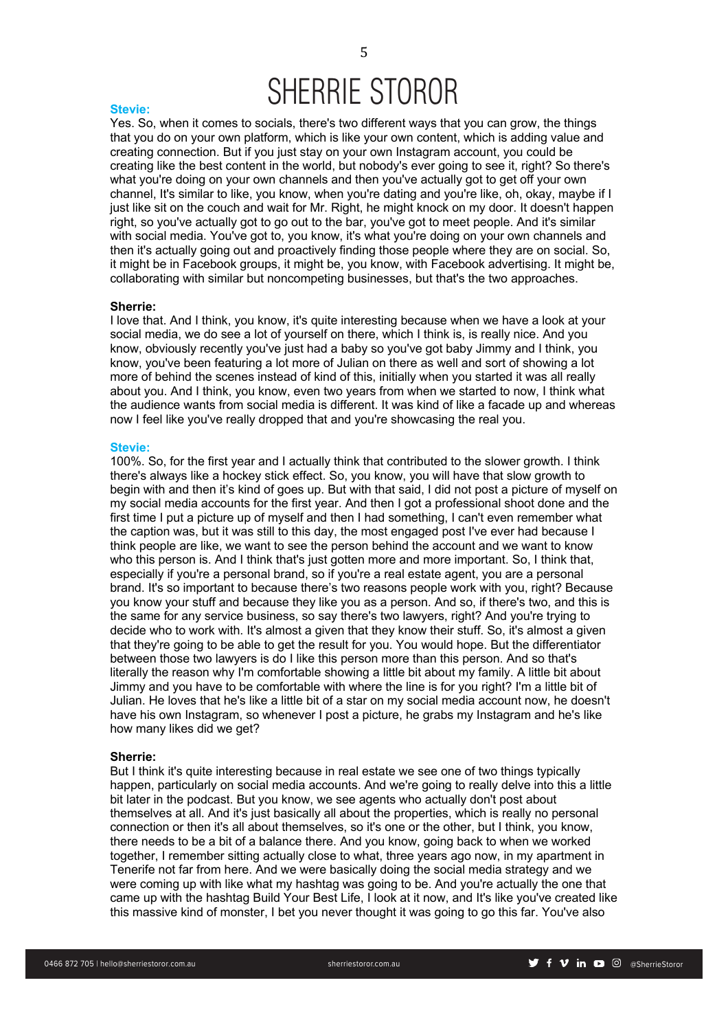**Stevie:**
Yes. So, when it comes to socials, there's two different ways that you can grow, the things that you do on your own platform, which is like your own content, which is adding value and creating connection. But if you just stay on your own Instagram account, you could be creating like the best content in the world, but nobody's ever going to see it, right? So there's what you're doing on your own channels and then you've actually got to get off your own channel, It's similar to like, you know, when you're dating and you're like, oh, okay, maybe if I just like sit on the couch and wait for Mr. Right, he might knock on my door. It doesn't happen right, so you've actually got to go out to the bar, you've got to meet people. And it's similar with social media. You've got to, you know, it's what you're doing on your own channels and then it's actually going out and proactively finding those people where they are on social. So, it might be in Facebook groups, it might be, you know, with Facebook advertising. It might be, collaborating with similar but noncompeting businesses, but that's the two approaches.

**Sherrie:**
I love that. And I think, you know, it's quite interesting because when we have a look at your social media, we do see a lot of yourself on there, which I think is, is really nice. And you know, obviously recently you've just had a baby so you've got baby Jimmy and I think, you know, you've been featuring a lot more of Julian on there as well and sort of showing a lot more of behind the scenes instead of kind of this, initially when you started it was all really about you. And I think, you know, even two years from when we started to now, I think what the audience wants from social media is different. It was kind of like a facade up and whereas now I feel like you've really dropped that and you're showcasing the real you.

**Stevie:**
100%. So, for the first year and I actually think that contributed to the slower growth. I think there's always like a hockey stick effect. So, you know, you will have that slow growth to begin with and then it's kind of goes up. But with that said, I did not post a picture of myself on my social media accounts for the first year. And then I got a professional shoot done and the first time I put a picture up of myself and then I had something, I can't even remember what the caption was, but it was still to this day, the most engaged post I've ever had because I think people are like, we want to see the person behind the account and we want to know who this person is. And I think that's just gotten more and more important. So, I think that, especially if you're a personal brand, so if you're a real estate agent, you are a personal brand. It's so important to because there's two reasons people work with you, right? Because you know your stuff and because they like you as a person. And so, if there's two, and this is the same for any service business, so say there's two lawyers, right? And you're trying to decide who to work with. It's almost a given that they know their stuff. So, it's almost a given that they're going to be able to get the result for you. You would hope. But the differentiator between those two lawyers is do I like this person more than this person. And so that's literally the reason why I'm comfortable showing a little bit about my family. A little bit about Jimmy and you have to be comfortable with where the line is for you right? I'm a little bit of Julian. He loves that he's like a little bit of a star on my social media account now, he doesn't have his own Instagram, so whenever I post a picture, he grabs my Instagram and he's like how many likes did we get?

**Sherrie:**
But I think it's quite interesting because in real estate we see one of two things typically happen, particularly on social media accounts. And we're going to really delve into this a little bit later in the podcast. But you know, we see agents who actually don't post about themselves at all. And it's just basically all about the properties, which is really no personal connection or then it's all about themselves, so it's one or the other, but I think, you know, there needs to be a bit of a balance there. And you know, going back to when we worked together, I remember sitting actually close to what, three years ago now, in my apartment in Tenerife not far from here. And we were basically doing the social media strategy and we were coming up with like what my hashtag was going to be. And you're actually the one that came up with the hashtag Build Your Best Life, I look at it now, and It's like you've created like this massive kind of monster, I bet you never thought it was going to go this far. You've also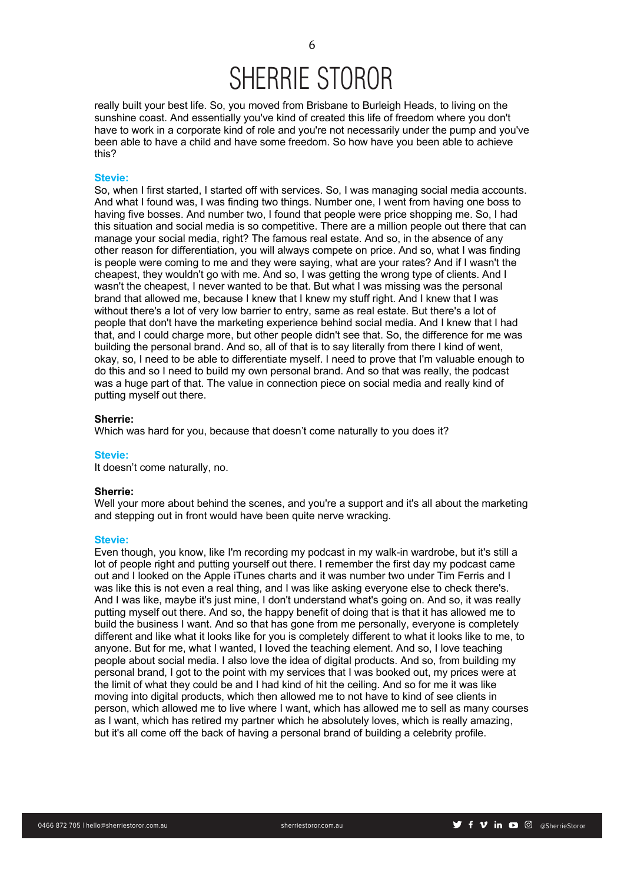really built your best life. So, you moved from Brisbane to Burleigh Heads, to living on the sunshine coast. And essentially you've kind of created this life of freedom where you don't have to work in a corporate kind of role and you're not necessarily under the pump and you've been able to have a child and have some freedom. So how have you been able to achieve this?

**Stevie:**
So, when I first started, I started off with services. So, I was managing social media accounts. And what I found was, I was finding two things. Number one, I went from having one boss to having five bosses. And number two, I found that people were price shopping me. So, I had this situation and social media is so competitive. There are a million people out there that can manage your social media, right? The famous real estate. And so, in the absence of any other reason for differentiation, you will always compete on price. And so, what I was finding is people were coming to me and they were saying, what are your rates? And if I wasn't the cheapest, they wouldn't go with me. And so, I was getting the wrong type of clients. And I wasn't the cheapest, I never wanted to be that. But what I was missing was the personal brand that allowed me, because I knew that I knew my stuff right. And I knew that I was without there's a lot of very low barrier to entry, same as real estate. But there's a lot of people that don't have the marketing experience behind social media. And I knew that I had that, and I could charge more, but other people didn't see that. So, the difference for me was building the personal brand. And so, all of that is to say literally from there I kind of went, okay, so, I need to be able to differentiate myself. I need to prove that I'm valuable enough to do this and so I need to build my own personal brand. And so that was really, the podcast was a huge part of that. The value in connection piece on social media and really kind of putting myself out there.

**Sherrie:**
Which was hard for you, because that doesn't come naturally to you does it?

**Stevie:**
It doesn't come naturally, no.

**Sherrie:**
Well your more about behind the scenes, and you're a support and it's all about the marketing and stepping out in front would have been quite nerve wracking.

**Stevie:**
Even though, you know, like I'm recording my podcast in my walk-in wardrobe, but it's still a lot of people right and putting yourself out there. I remember the first day my podcast came out and I looked on the Apple iTunes charts and it was number two under Tim Ferris and I was like this is not even a real thing, and I was like asking everyone else to check there's. And I was like, maybe it's just mine, I don't understand what's going on. And so, it was really putting myself out there. And so, the happy benefit of doing that is that it has allowed me to build the business I want. And so that has gone from me personally, everyone is completely different and like what it looks like for you is completely different to what it looks like to me, to anyone. But for me, what I wanted, I loved the teaching element. And so, I love teaching people about social media. I also love the idea of digital products. And so, from building my personal brand, I got to the point with my services that I was booked out, my prices were at the limit of what they could be and I had kind of hit the ceiling. And so for me it was like moving into digital products, which then allowed me to not have to kind of see clients in person, which allowed me to live where I want, which has allowed me to sell as many courses as I want, which has retired my partner which he absolutely loves, which is really amazing, but it's all come off the back of having a personal brand of building a celebrity profile.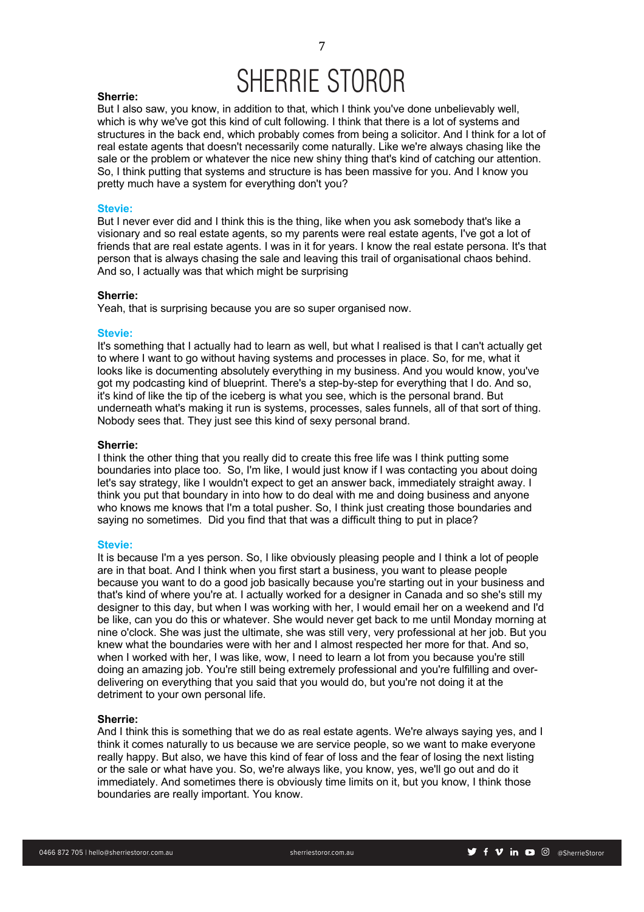**Sherrie:**
But I also saw, you know, in addition to that, which I think you've done unbelievably well, which is why we've got this kind of cult following. I think that there is a lot of systems and structures in the back end, which probably comes from being a solicitor. And I think for a lot of real estate agents that doesn't necessarily come naturally. Like we're always chasing like the sale or the problem or whatever the nice new shiny thing that's kind of catching our attention. So, I think putting that systems and structure is has been massive for you. And I know you pretty much have a system for everything don't you?

**Stevie:**
But I never ever did and I think this is the thing, like when you ask somebody that's like a visionary and so real estate agents, so my parents were real estate agents, I've got a lot of friends that are real estate agents. I was in it for years. I know the real estate persona. It's that person that is always chasing the sale and leaving this trail of organisational chaos behind. And so, I actually was that which might be surprising

**Sherrie:**
Yeah, that is surprising because you are so super organised now.

**Stevie:**
It's something that I actually had to learn as well, but what I realised is that I can't actually get to where I want to go without having systems and processes in place. So, for me, what it looks like is documenting absolutely everything in my business. And you would know, you've got my podcasting kind of blueprint. There's a step-by-step for everything that I do. And so, it's kind of like the tip of the iceberg is what you see, which is the personal brand. But underneath what's making it run is systems, processes, sales funnels, all of that sort of thing. Nobody sees that. They just see this kind of sexy personal brand.

**Sherrie:**
I think the other thing that you really did to create this free life was I think putting some boundaries into place too. So, I'm like, I would just know if I was contacting you about doing let's say strategy, like I wouldn't expect to get an answer back, immediately straight away. I think you put that boundary in into how to do deal with me and doing business and anyone who knows me knows that I'm a total pusher. So, I think just creating those boundaries and saying no sometimes. Did you find that that was a difficult thing to put in place?

**Stevie:**
It is because I'm a yes person. So, I like obviously pleasing people and I think a lot of people are in that boat. And I think when you first start a business, you want to please people because you want to do a good job basically because you're starting out in your business and that's kind of where you're at. I actually worked for a designer in Canada and so she's still my designer to this day, but when I was working with her, I would email her on a weekend and I'd be like, can you do this or whatever. She would never get back to me until Monday morning at nine o'clock. She was just the ultimate, she was still very, very professional at her job. But you knew what the boundaries were with her and I almost respected her more for that. And so, when I worked with her, I was like, wow, I need to learn a lot from you because you're still doing an amazing job. You're still being extremely professional and you're fulfilling and over-delivering on everything that you said that you would do, but you're not doing it at the detriment to your own personal life.

**Sherrie:**
And I think this is something that we do as real estate agents. We're always saying yes, and I think it comes naturally to us because we are service people, so we want to make everyone really happy. But also, we have this kind of fear of loss and the fear of losing the next listing or the sale or what have you. So, we're always like, you know, yes, we'll go out and do it immediately. And sometimes there is obviously time limits on it, but you know, I think those boundaries are really important. You know.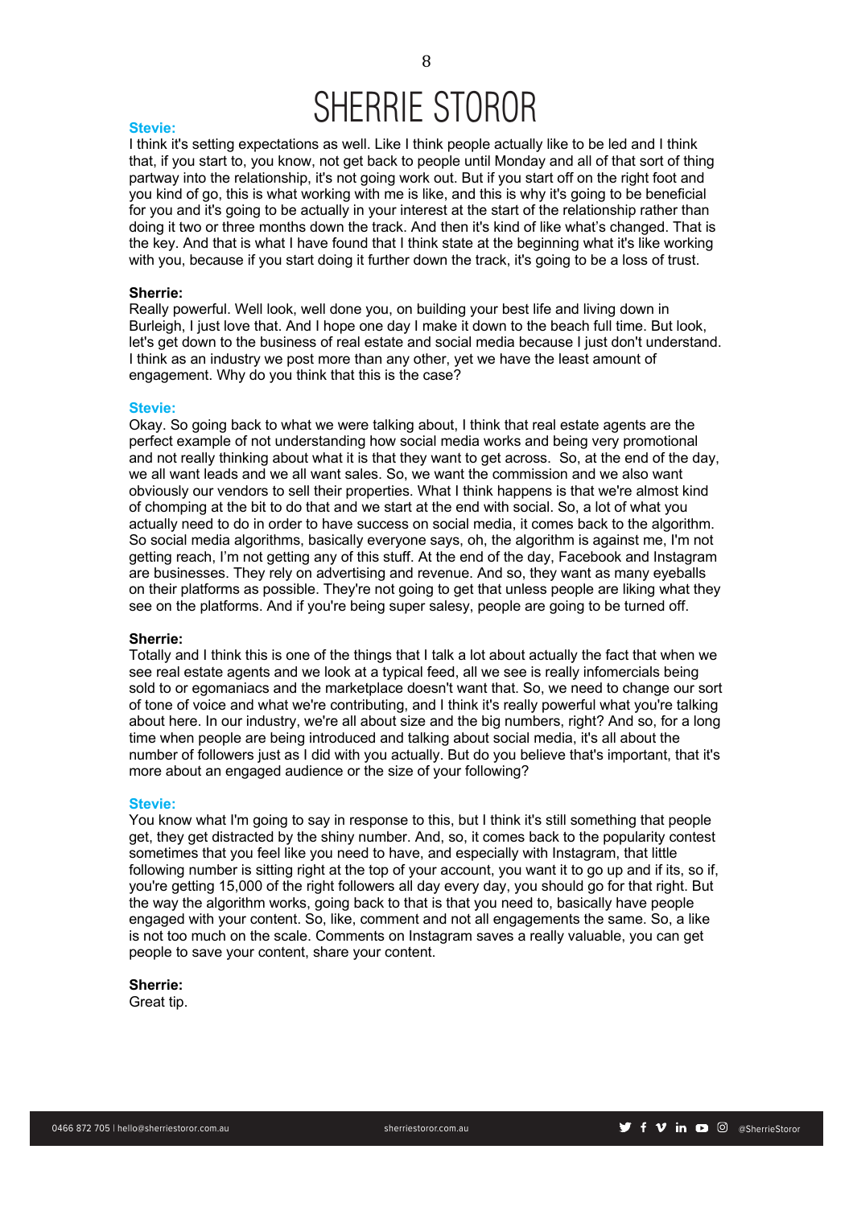**Stevie:**

I think it's setting expectations as well. Like I think people actually like to be led and I think that, if you start to, you know, not get back to people until Monday and all of that sort of thing partway into the relationship, it's not going work out. But if you start off on the right foot and you kind of go, this is what working with me is like, and this is why it's going to be beneficial for you and it's going to be actually in your interest at the start of the relationship rather than doing it two or three months down the track. And then it's kind of like what's changed. That is the key. And that is what I have found that I think state at the beginning what it's like working with you, because if you start doing it further down the track, it's going to be a loss of trust.

**Sherrie:**

Really powerful. Well look, well done you, on building your best life and living down in Burleigh, I just love that. And I hope one day I make it down to the beach full time. But look, let's get down to the business of real estate and social media because I just don't understand. I think as an industry we post more than any other, yet we have the least amount of engagement. Why do you think that this is the case?

**Stevie:**

Okay. So going back to what we were talking about, I think that real estate agents are the perfect example of not understanding how social media works and being very promotional and not really thinking about what it is that they want to get across. So, at the end of the day, we all want leads and we all want sales. So, we want the commission and we also want obviously our vendors to sell their properties. What I think happens is that we're almost kind of chomping at the bit to do that and we start at the end with social. So, a lot of what you actually need to do in order to have success on social media, it comes back to the algorithm. So social media algorithms, basically everyone says, oh, the algorithm is against me, I'm not getting reach, I'm not getting any of this stuff. At the end of the day, Facebook and Instagram are businesses. They rely on advertising and revenue. And so, they want as many eyeballs on their platforms as possible. They're not going to get that unless people are liking what they see on the platforms. And if you're being super salesy, people are going to be turned off.

**Sherrie:**

Totally and I think this is one of the things that I talk a lot about actually the fact that when we see real estate agents and we look at a typical feed, all we see is really infomercials being sold to or egomaniacs and the marketplace doesn't want that. So, we need to change our sort of tone of voice and what we're contributing, and I think it's really powerful what you're talking about here. In our industry, we're all about size and the big numbers, right? And so, for a long time when people are being introduced and talking about social media, it's all about the number of followers just as I did with you actually. But do you believe that's important, that it's more about an engaged audience or the size of your following?

**Stevie:**

You know what I'm going to say in response to this, but I think it's still something that people get, they get distracted by the shiny number. And, so, it comes back to the popularity contest sometimes that you feel like you need to have, and especially with Instagram, that little following number is sitting right at the top of your account, you want it to go up and if its, so if, you're getting 15,000 of the right followers all day every day, you should go for that right. But the way the algorithm works, going back to that is that you need to, basically have people engaged with your content. So, like, comment and not all engagements the same. So, a like is not too much on the scale. Comments on Instagram saves a really valuable, you can get people to save your content, share your content.

**Sherrie:**

Great tip.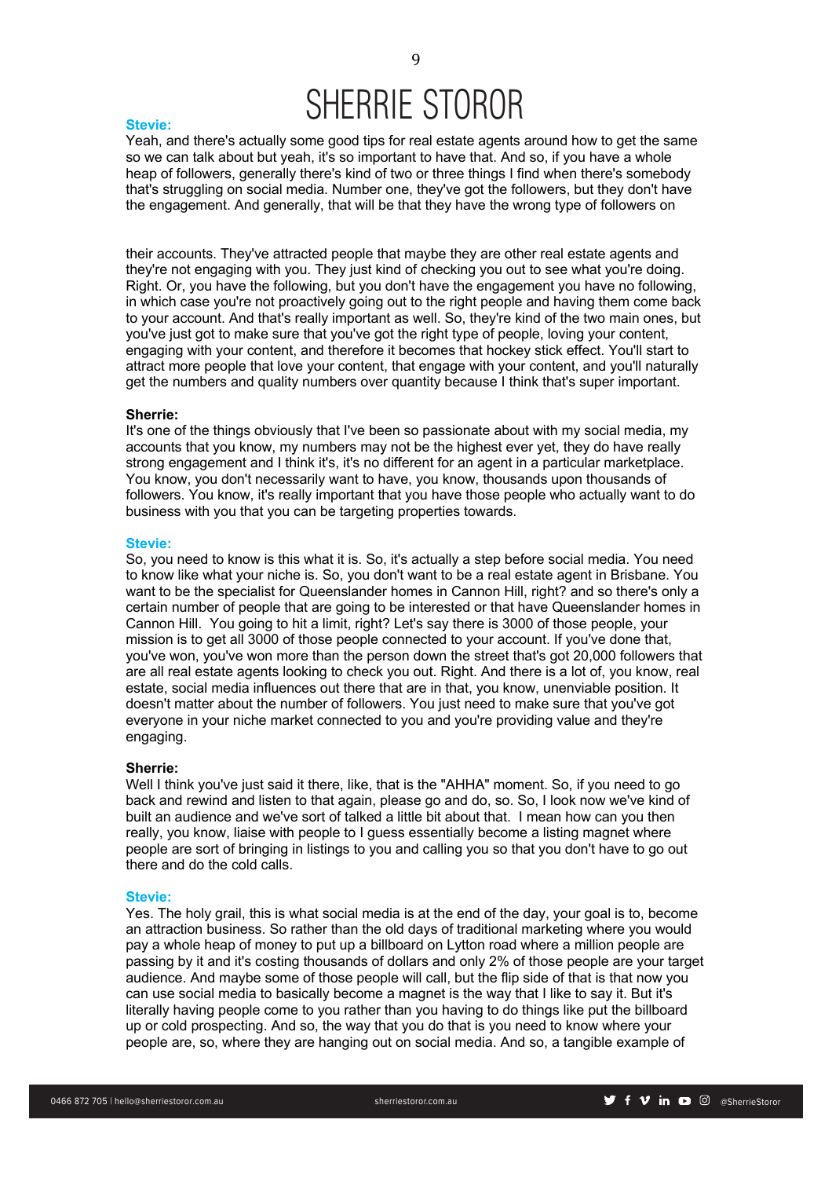**Stevie:**
Yeah, and there's actually some good tips for real estate agents around how to get the same so we can talk about but yeah, it's so important to have that. And so, if you have a whole heap of followers, generally there's kind of two or three things I find when there's somebody that's struggling on social media. Number one, they've got the followers, but they don't have the engagement. And generally, that will be that they have the wrong type of followers on their accounts. They've attracted people that maybe they are other real estate agents and they're not engaging with you. They just kind of checking you out to see what you're doing. Right. Or, you have the following, but you don't have the engagement you have no following, in which case you're not proactively going out to the right people and having them come back to your account. And that's really important as well. So, they're kind of the two main ones, but you've just got to make sure that you've got the right type of people, loving your content, engaging with your content, and therefore it becomes that hockey stick effect. You'll start to attract more people that love your content, that engage with your content, and you'll naturally get the numbers and quality numbers over quantity because I think that's super important.

**Sherrie:**
It's one of the things obviously that I've been so passionate about with my social media, my accounts that you know, my numbers may not be the highest ever yet, they do have really strong engagement and I think it's, it's no different for an agent in a particular marketplace. You know, you don't necessarily want to have, you know, thousands upon thousands of followers. You know, it's really important that you have those people who actually want to do business with you that you can be targeting properties towards.

**Stevie:**
So, you need to know is this what it is. So, it's actually a step before social media. You need to know like what your niche is. So, you don't want to be a real estate agent in Brisbane. You want to be the specialist for Queenslander homes in Cannon Hill, right? and so there's only a certain number of people that are going to be interested or that have Queenslander homes in Cannon Hill. You going to hit a limit, right? Let's say there is 3000 of those people, your mission is to get all 3000 of those people connected to your account. If you've done that, you've won, you've won more than the person down the street that's got 20,000 followers that are all real estate agents looking to check you out. Right. And there is a lot of, you know, real estate, social media influences out there that are in that, you know, unenviable position. It doesn't matter about the number of followers. You just need to make sure that you've got everyone in your niche market connected to you and you're providing value and they're engaging.

**Sherrie:**
Well I think you've just said it there, like, that is the "AHHA" moment. So, if you need to go back and rewind and listen to that again, please go and do, so. So, I look now we've kind of built an audience and we've sort of talked a little bit about that. I mean how can you then really, you know, liaise with people to I guess essentially become a listing magnet where people are sort of bringing in listings to you and calling you so that you don't have to go out there and do the cold calls.

**Stevie:**
Yes. The holy grail, this is what social media is at the end of the day, your goal is to, become an attraction business. So rather than the old days of traditional marketing where you would pay a whole heap of money to put up a billboard on Lytton road where a million people are passing by it and it's costing thousands of dollars and only 2% of those people are your target audience. And maybe some of those people will call, but the flip side of that is that now you can use social media to basically become a magnet is the way that I like to say it. But it's literally having people come to you rather than you having to do things like put the billboard up or cold prospecting. And so, the way that you do that is you need to know where your people are, so, where they are hanging out on social media. And so, a tangible example of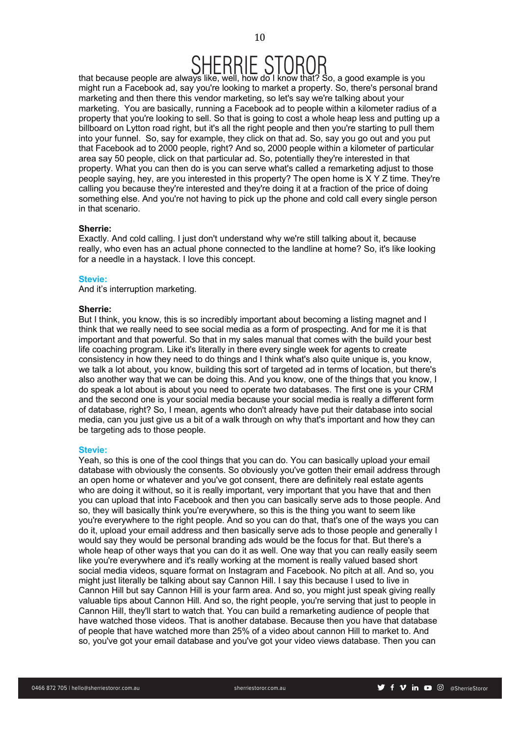that because people are always like, well, how do I know that? So, a good example is you might run a Facebook ad, say you're looking to market a property. So, there's personal brand marketing and then there this vendor marketing, so let's say we're talking about your marketing. You are basically, running a Facebook ad to people within a kilometer radius of a property that you're looking to sell. So that is going to cost a whole heap less and putting up a billboard on Lytton road right, but it's all the right people and then you're starting to pull them into your funnel. So, say for example, they click on that ad. So, say you go out and you put that Facebook ad to 2000 people, right? And so, 2000 people within a kilometer of particular area say 50 people, click on that particular ad. So, potentially they're interested in that property. What you can then do is you can serve what's called a remarketing adjust to those people saying, hey, are you interested in this property? The open home is X Y Z time. They're calling you because they're interested and they're doing it at a fraction of the price of doing something else. And you're not having to pick up the phone and cold call every single person in that scenario.

**Sherrie:**
Exactly. And cold calling. I just don't understand why we're still talking about it, because really, who even has an actual phone connected to the landline at home? So, it's like looking for a needle in a haystack. I love this concept.

**Stevie:**
And it's interruption marketing.

**Sherrie:**
But I think, you know, this is so incredibly important about becoming a listing magnet and I think that we really need to see social media as a form of prospecting. And for me it is that important and that powerful. So that in my sales manual that comes with the build your best life coaching program. Like it's literally in there every single week for agents to create consistency in how they need to do things and I think what's also quite unique is, you know, we talk a lot about, you know, building this sort of targeted ad in terms of location, but there's also another way that we can be doing this. And you know, one of the things that you know, I do speak a lot about is about you need to operate two databases. The first one is your CRM and the second one is your social media because your social media is really a different form of database, right? So, I mean, agents who don't already have put their database into social media, can you just give us a bit of a walk through on why that's important and how they can be targeting ads to those people.

**Stevie:**
Yeah, so this is one of the cool things that you can do. You can basically upload your email database with obviously the consents. So obviously you've gotten their email address through an open home or whatever and you've got consent, there are definitely real estate agents who are doing it without, so it is really important, very important that you have that and then you can upload that into Facebook and then you can basically serve ads to those people. And so, they will basically think you're everywhere, so this is the thing you want to seem like you're everywhere to the right people. And so you can do that, that's one of the ways you can do it, upload your email address and then basically serve ads to those people and generally I would say they would be personal branding ads would be the focus for that. But there's a whole heap of other ways that you can do it as well. One way that you can really easily seem like you're everywhere and it's really working at the moment is really valued based short social media videos, square format on Instagram and Facebook. No pitch at all. And so, you might just literally be talking about say Cannon Hill. I say this because I used to live in Cannon Hill but say Cannon Hill is your farm area. And so, you might just speak giving really valuable tips about Cannon Hill. And so, the right people, you're serving that just to people in Cannon Hill, they'll start to watch that. You can build a remarketing audience of people that have watched those videos. That is another database. Because then you have that database of people that have watched more than 25% of a video about cannon Hill to market to. And so, you've got your email database and you've got your video views database. Then you can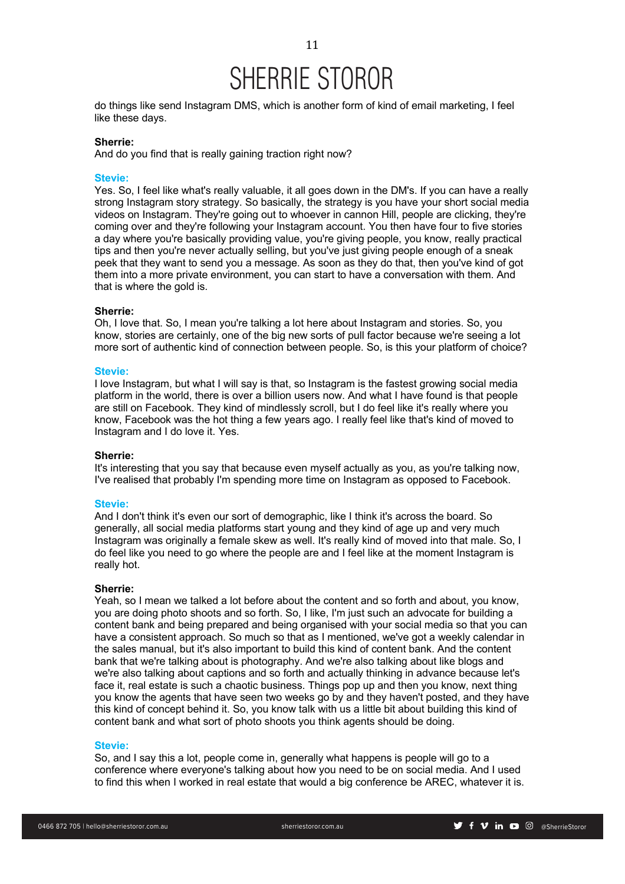do things like send Instagram DMS, which is another form of kind of email marketing, I feel like these days.

**Sherrie:**
And do you find that is really gaining traction right now?

**Stevie:**
Yes. So, I feel like what's really valuable, it all goes down in the DM's. If you can have a really strong Instagram story strategy. So basically, the strategy is you have your short social media videos on Instagram. They're going out to whoever in cannon Hill, people are clicking, they're coming over and they're following your Instagram account. You then have four to five stories a day where you're basically providing value, you're giving people, you know, really practical tips and then you're never actually selling, but you've just giving people enough of a sneak peek that they want to send you a message. As soon as they do that, then you've kind of got them into a more private environment, you can start to have a conversation with them. And that is where the gold is.

**Sherrie:**
Oh, I love that. So, I mean you're talking a lot here about Instagram and stories. So, you know, stories are certainly, one of the big new sorts of pull factor because we're seeing a lot more sort of authentic kind of connection between people. So, is this your platform of choice?

**Stevie:**
I love Instagram, but what I will say is that, so Instagram is the fastest growing social media platform in the world, there is over a billion users now. And what I have found is that people are still on Facebook. They kind of mindlessly scroll, but I do feel like it's really where you know, Facebook was the hot thing a few years ago. I really feel like that's kind of moved to Instagram and I do love it. Yes.

**Sherrie:**
It's interesting that you say that because even myself actually as you, as you're talking now, I've realised that probably I'm spending more time on Instagram as opposed to Facebook.

**Stevie:**
And I don't think it's even our sort of demographic, like I think it's across the board. So generally, all social media platforms start young and they kind of age up and very much Instagram was originally a female skew as well. It's really kind of moved into that male. So, I do feel like you need to go where the people are and I feel like at the moment Instagram is really hot.

**Sherrie:**
Yeah, so I mean we talked a lot before about the content and so forth and about, you know, you are doing photo shoots and so forth. So, I like, I'm just such an advocate for building a content bank and being prepared and being organised with your social media so that you can have a consistent approach. So much so that as I mentioned, we've got a weekly calendar in the sales manual, but it's also important to build this kind of content bank. And the content bank that we're talking about is photography. And we're also talking about like blogs and we're also talking about captions and so forth and actually thinking in advance because let's face it, real estate is such a chaotic business. Things pop up and then you know, next thing you know the agents that have seen two weeks go by and they haven't posted, and they have this kind of concept behind it. So, you know talk with us a little bit about building this kind of content bank and what sort of photo shoots you think agents should be doing.

**Stevie:**
So, and I say this a lot, people come in, generally what happens is people will go to a conference where everyone's talking about how you need to be on social media. And I used to find this when I worked in real estate that would a big conference be AREC, whatever it is.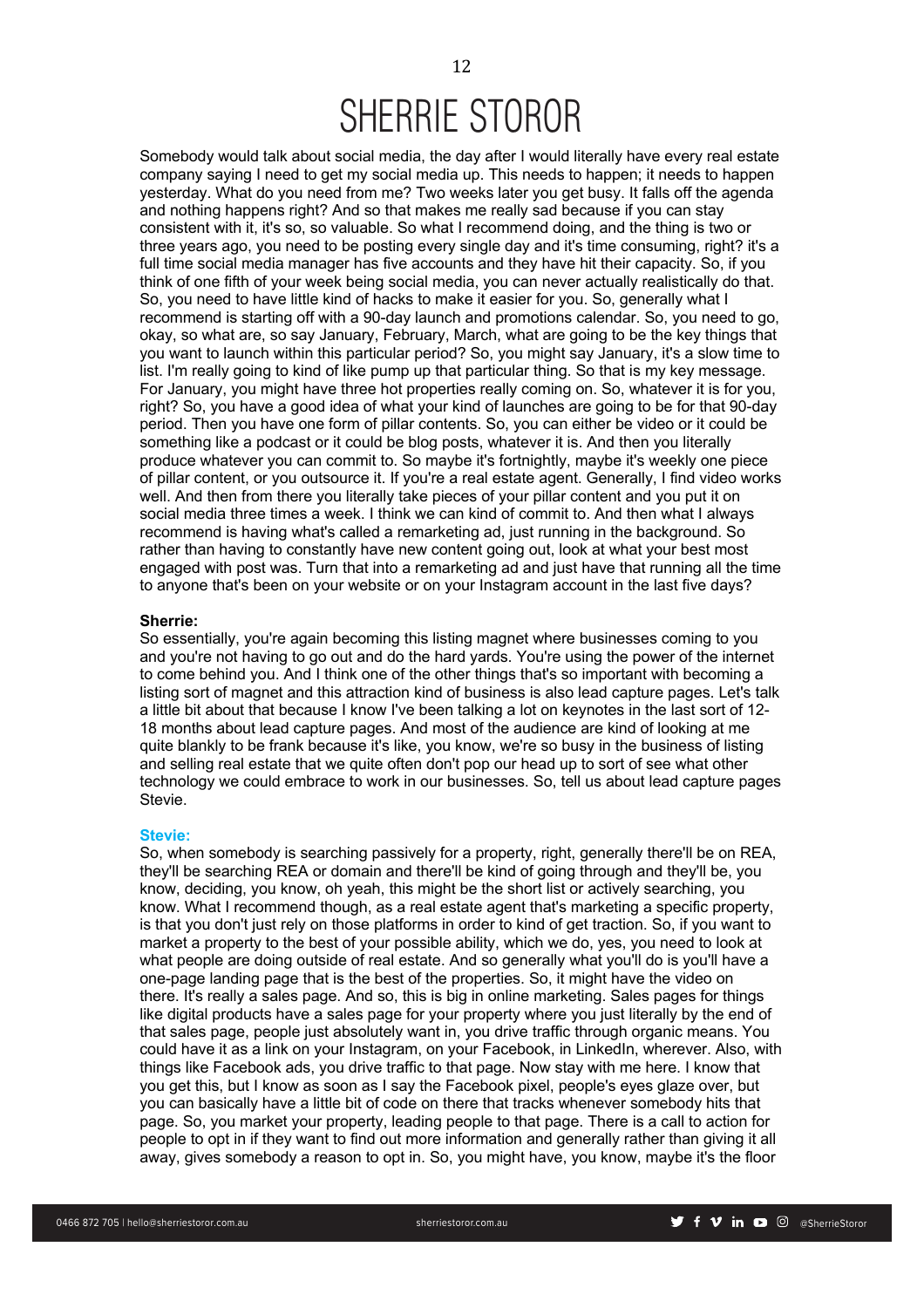Somebody would talk about social media, the day after I would literally have every real estate company saying I need to get my social media up. This needs to happen; it needs to happen yesterday. What do you need from me? Two weeks later you get busy. It falls off the agenda and nothing happens right? And so that makes me really sad because if you can stay consistent with it, it's so, so valuable. So what I recommend doing, and the thing is two or three years ago, you need to be posting every single day and it's time consuming, right? it's a full time social media manager has five accounts and they have hit their capacity. So, if you think of one fifth of your week being social media, you can never actually realistically do that. So, you need to have little kind of hacks to make it easier for you. So, generally what I recommend is starting off with a 90-day launch and promotions calendar. So, you need to go, okay, so what are, so say January, February, March, what are going to be the key things that you want to launch within this particular period? So, you might say January, it's a slow time to list. I'm really going to kind of like pump up that particular thing. So that is my key message. For January, you might have three hot properties really coming on. So, whatever it is for you, right? So, you have a good idea of what your kind of launches are going to be for that 90-day period. Then you have one form of pillar contents. So, you can either be video or it could be something like a podcast or it could be blog posts, whatever it is. And then you literally produce whatever you can commit to. So maybe it's fortnightly, maybe it's weekly one piece of pillar content, or you outsource it. If you're a real estate agent. Generally, I find video works well. And then from there you literally take pieces of your pillar content and you put it on social media three times a week. I think we can kind of commit to. And then what I always recommend is having what's called a remarketing ad, just running in the background. So rather than having to constantly have new content going out, look at what your best most engaged with post was. Turn that into a remarketing ad and just have that running all the time to anyone that's been on your website or on your Instagram account in the last five days?

**Sherrie:**
So essentially, you're again becoming this listing magnet where businesses coming to you and you're not having to go out and do the hard yards. You're using the power of the internet to come behind you. And I think one of the other things that's so important with becoming a listing sort of magnet and this attraction kind of business is also lead capture pages. Let's talk a little bit about that because I know I've been talking a lot on keynotes in the last sort of 12-18 months about lead capture pages. And most of the audience are kind of looking at me quite blankly to be frank because it's like, you know, we're so busy in the business of listing and selling real estate that we quite often don't pop our head up to sort of see what other technology we could embrace to work in our businesses. So, tell us about lead capture pages Stevie.

**Stevie:**
So, when somebody is searching passively for a property, right, generally there'll be on REA, they'll be searching REA or domain and there'll be kind of going through and they'll be, you know, deciding, you know, oh yeah, this might be the short list or actively searching, you know. What I recommend though, as a real estate agent that's marketing a specific property, is that you don't just rely on those platforms in order to kind of get traction. So, if you want to market a property to the best of your possible ability, which we do, yes, you need to look at what people are doing outside of real estate. And so generally what you'll do is you'll have a one-page landing page that is the best of the properties. So, it might have the video on there. It's really a sales page. And so, this is big in online marketing. Sales pages for things like digital products have a sales page for your property where you just literally by the end of that sales page, people just absolutely want in, you drive traffic through organic means. You could have it as a link on your Instagram, on your Facebook, in LinkedIn, wherever. Also, with things like Facebook ads, you drive traffic to that page. Now stay with me here. I know that you get this, but I know as soon as I say the Facebook pixel, people's eyes glaze over, but you can basically have a little bit of code on there that tracks whenever somebody hits that page. So, you market your property, leading people to that page. There is a call to action for people to opt in if they want to find out more information and generally rather than giving it all away, gives somebody a reason to opt in. So, you might have, you know, maybe it's the floor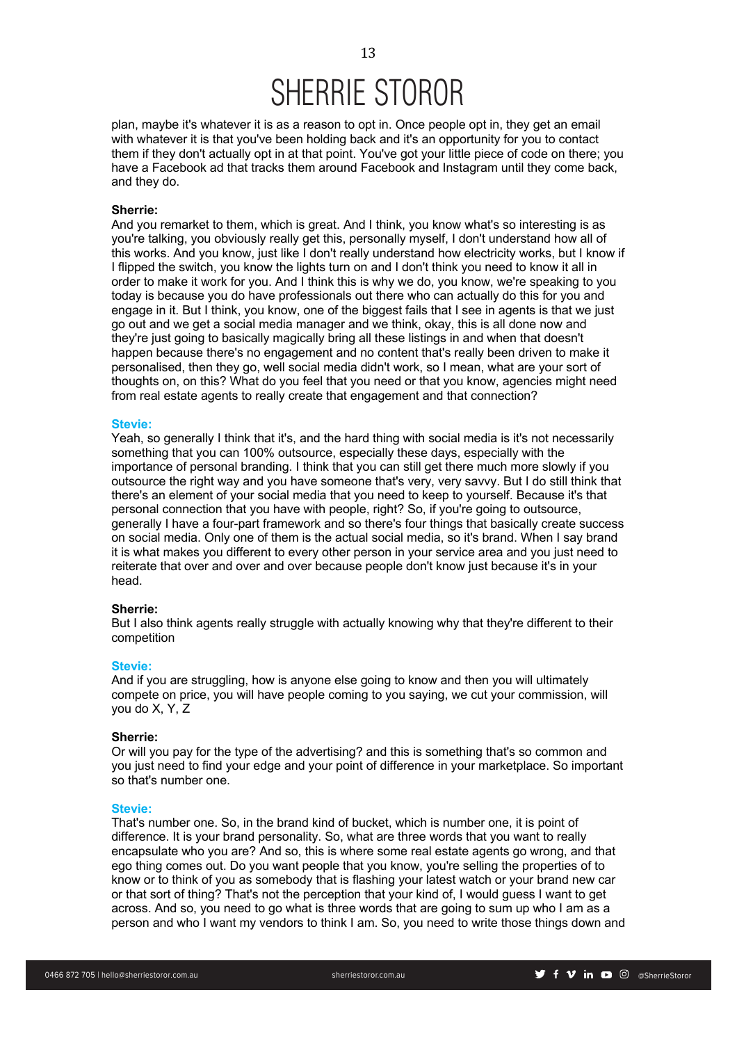plan, maybe it's whatever it is as a reason to opt in. Once people opt in, they get an email with whatever it is that you've been holding back and it's an opportunity for you to contact them if they don't actually opt in at that point. You've got your little piece of code on there; you have a Facebook ad that tracks them around Facebook and Instagram until they come back, and they do.

**Sherrie:**
And you remarket to them, which is great. And I think, you know what's so interesting is as you're talking, you obviously really get this, personally myself, I don't understand how all of this works. And you know, just like I don't really understand how electricity works, but I know if I flipped the switch, you know the lights turn on and I don't think you need to know it all in order to make it work for you. And I think this is why we do, you know, we're speaking to you today is because you do have professionals out there who can actually do this for you and engage in it. But I think, you know, one of the biggest fails that I see in agents is that we just go out and we get a social media manager and we think, okay, this is all done now and they're just going to basically magically bring all these listings in and when that doesn't happen because there's no engagement and no content that's really been driven to make it personalised, then they go, well social media didn't work, so I mean, what are your sort of thoughts on, on this? What do you feel that you need or that you know, agencies might need from real estate agents to really create that engagement and that connection?

**Stevie:**
Yeah, so generally I think that it's, and the hard thing with social media is it's not necessarily something that you can 100% outsource, especially these days, especially with the importance of personal branding. I think that you can still get there much more slowly if you outsource the right way and you have someone that's very, very savvy. But I do still think that there's an element of your social media that you need to keep to yourself. Because it's that personal connection that you have with people, right? So, if you're going to outsource, generally I have a four-part framework and so there's four things that basically create success on social media. Only one of them is the actual social media, so it's brand. When I say brand it is what makes you different to every other person in your service area and you just need to reiterate that over and over and over because people don't know just because it's in your head.

**Sherrie:**
But I also think agents really struggle with actually knowing why that they're different to their competition

**Stevie:**
And if you are struggling, how is anyone else going to know and then you will ultimately compete on price, you will have people coming to you saying, we cut your commission, will you do X, Y, Z

**Sherrie:**
Or will you pay for the type of the advertising? and this is something that's so common and you just need to find your edge and your point of difference in your marketplace. So important so that's number one.

**Stevie:**
That's number one. So, in the brand kind of bucket, which is number one, it is point of difference. It is your brand personality. So, what are three words that you want to really encapsulate who you are? And so, this is where some real estate agents go wrong, and that ego thing comes out. Do you want people that you know, you're selling the properties of to know or to think of you as somebody that is flashing your latest watch or your brand new car or that sort of thing? That's not the perception that your kind of, I would guess I want to get across. And so, you need to go what is three words that are going to sum up who I am as a person and who I want my vendors to think I am. So, you need to write those things down and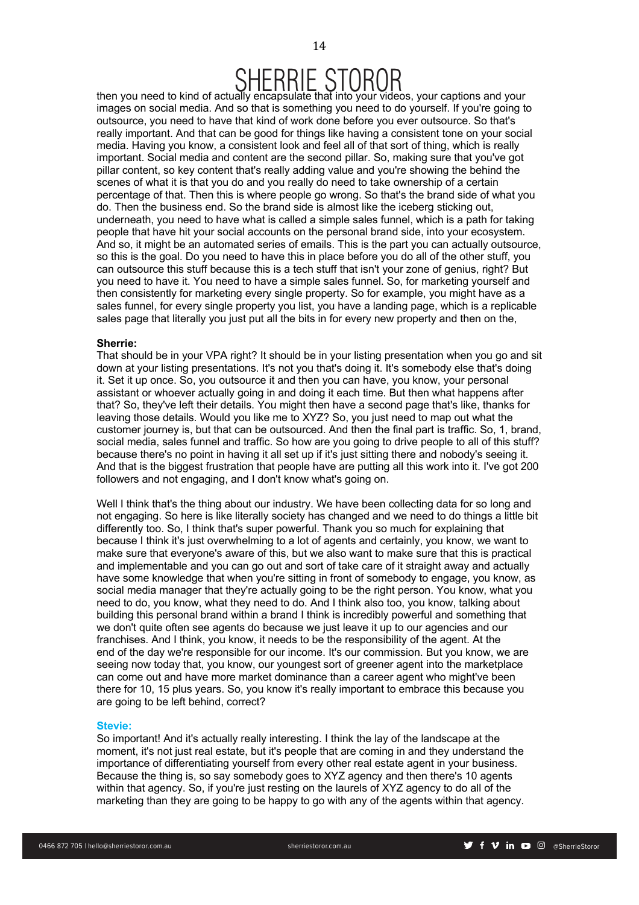then you need to kind of actually encapsulate that into your videos, your captions and your images on social media. And so that is something you need to do yourself. If you're going to outsource, you need to have that kind of work done before you ever outsource. So that's really important. And that can be good for things like having a consistent tone on your social media. Having you know, a consistent look and feel all of that sort of thing, which is really important. Social media and content are the second pillar. So, making sure that you've got pillar content, so key content that's really adding value and you're showing the behind the scenes of what it is that you do and you really do need to take ownership of a certain percentage of that. Then this is where people go wrong. So that's the brand side of what you do. Then the business end. So the brand side is almost like the iceberg sticking out, underneath, you need to have what is called a simple sales funnel, which is a path for taking people that have hit your social accounts on the personal brand side, into your ecosystem. And so, it might be an automated series of emails. This is the part you can actually outsource, so this is the goal. Do you need to have this in place before you do all of the other stuff, you can outsource this stuff because this is a tech stuff that isn't your zone of genius, right? But you need to have it. You need to have a simple sales funnel. So, for marketing yourself and then consistently for marketing every single property. So for example, you might have as a sales funnel, for every single property you list, you have a landing page, which is a replicable sales page that literally you just put all the bits in for every new property and then on the,

**Sherrie:**
That should be in your VPA right? It should be in your listing presentation when you go and sit down at your listing presentations. It's not you that's doing it. It's somebody else that's doing it. Set it up once. So, you outsource it and then you can have, you know, your personal assistant or whoever actually going in and doing it each time. But then what happens after that? So, they've left their details. You might then have a second page that's like, thanks for leaving those details. Would you like me to XYZ? So, you just need to map out what the customer journey is, but that can be outsourced. And then the final part is traffic. So, 1, brand, social media, sales funnel and traffic. So how are you going to drive people to all of this stuff? because there's no point in having it all set up if it's just sitting there and nobody's seeing it. And that is the biggest frustration that people have are putting all this work into it. I've got 200 followers and not engaging, and I don't know what's going on.

Well I think that's the thing about our industry. We have been collecting data for so long and not engaging. So here is like literally society has changed and we need to do things a little bit differently too. So, I think that's super powerful. Thank you so much for explaining that because I think it's just overwhelming to a lot of agents and certainly, you know, we want to make sure that everyone's aware of this, but we also want to make sure that this is practical and implementable and you can go out and sort of take care of it straight away and actually have some knowledge that when you're sitting in front of somebody to engage, you know, as social media manager that they're actually going to be the right person. You know, what you need to do, you know, what they need to do. And I think also too, you know, talking about building this personal brand within a brand I think is incredibly powerful and something that we don't quite often see agents do because we just leave it up to our agencies and our franchises. And I think, you know, it needs to be the responsibility of the agent. At the end of the day we're responsible for our income. It's our commission. But you know, we are seeing now today that, you know, our youngest sort of greener agent into the marketplace can come out and have more market dominance than a career agent who might've been there for 10, 15 plus years. So, you know it's really important to embrace this because you are going to be left behind, correct?

**Stevie:**
So important! And it's actually really interesting. I think the lay of the landscape at the moment, it's not just real estate, but it's people that are coming in and they understand the importance of differentiating yourself from every other real estate agent in your business. Because the thing is, so say somebody goes to XYZ agency and then there's 10 agents within that agency. So, if you're just resting on the laurels of XYZ agency to do all of the marketing than they are going to be happy to go with any of the agents within that agency.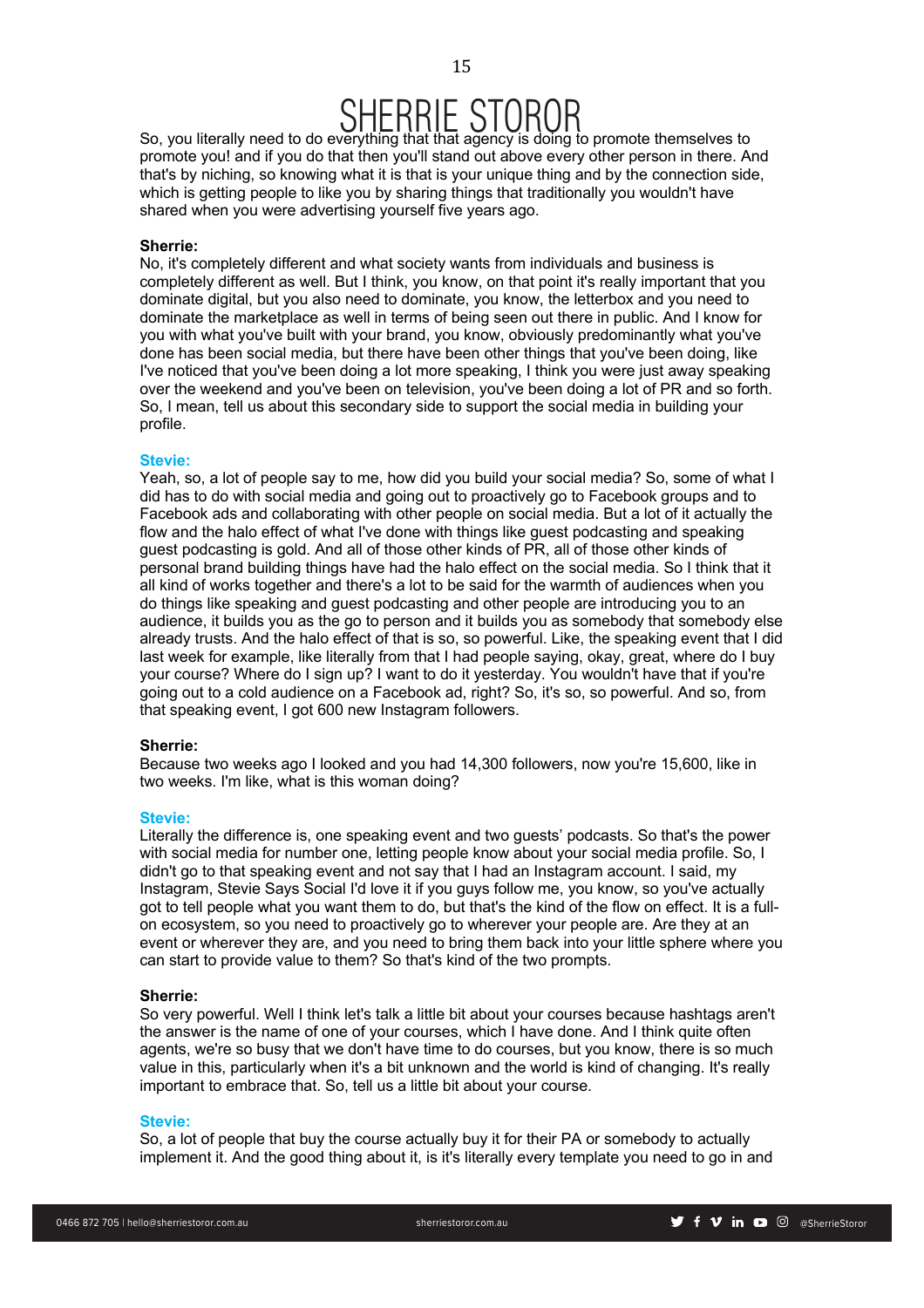So, you literally need to do everything that that agency is doing to promote themselves to promote you! and if you do that then you'll stand out above every other person in there. And that's by niching, so knowing what it is that is your unique thing and by the connection side, which is getting people to like you by sharing things that traditionally you wouldn't have shared when you were advertising yourself five years ago.

**Sherrie:**
No, it's completely different and what society wants from individuals and business is completely different as well. But I think, you know, on that point it's really important that you dominate digital, but you also need to dominate, you know, the letterbox and you need to dominate the marketplace as well in terms of being seen out there in public. And I know for you with what you've built with your brand, you know, obviously predominantly what you've done has been social media, but there have been other things that you've been doing, like I've noticed that you've been doing a lot more speaking, I think you were just away speaking over the weekend and you've been on television, you've been doing a lot of PR and so forth. So, I mean, tell us about this secondary side to support the social media in building your profile.

**Stevie:**
Yeah, so, a lot of people say to me, how did you build your social media? So, some of what I did has to do with social media and going out to proactively go to Facebook groups and to Facebook ads and collaborating with other people on social media. But a lot of it actually the flow and the halo effect of what I've done with things like guest podcasting and speaking guest podcasting is gold. And all of those other kinds of PR, all of those other kinds of personal brand building things have had the halo effect on the social media. So I think that it all kind of works together and there's a lot to be said for the warmth of audiences when you do things like speaking and guest podcasting and other people are introducing you to an audience, it builds you as the go to person and it builds you as somebody that somebody else already trusts. And the halo effect of that is so, so powerful. Like, the speaking event that I did last week for example, like literally from that I had people saying, okay, great, where do I buy your course? Where do I sign up? I want to do it yesterday. You wouldn't have that if you're going out to a cold audience on a Facebook ad, right? So, it's so, so powerful. And so, from that speaking event, I got 600 new Instagram followers.

**Sherrie:**
Because two weeks ago I looked and you had 14,300 followers, now you're 15,600, like in two weeks. I'm like, what is this woman doing?

**Stevie:**
Literally the difference is, one speaking event and two guests' podcasts. So that's the power with social media for number one, letting people know about your social media profile. So, I didn't go to that speaking event and not say that I had an Instagram account. I said, my Instagram, Stevie Says Social I'd love it if you guys follow me, you know, so you've actually got to tell people what you want them to do, but that's the kind of the flow on effect. It is a full-on ecosystem, so you need to proactively go to wherever your people are. Are they at an event or wherever they are, and you need to bring them back into your little sphere where you can start to provide value to them? So that's kind of the two prompts.

**Sherrie:**
So very powerful. Well I think let's talk a little bit about your courses because hashtags aren't the answer is the name of one of your courses, which I have done. And I think quite often agents, we're so busy that we don't have time to do courses, but you know, there is so much value in this, particularly when it's a bit unknown and the world is kind of changing. It's really important to embrace that. So, tell us a little bit about your course.

**Stevie:**
So, a lot of people that buy the course actually buy it for their PA or somebody to actually implement it. And the good thing about it, is it's literally every template you need to go in and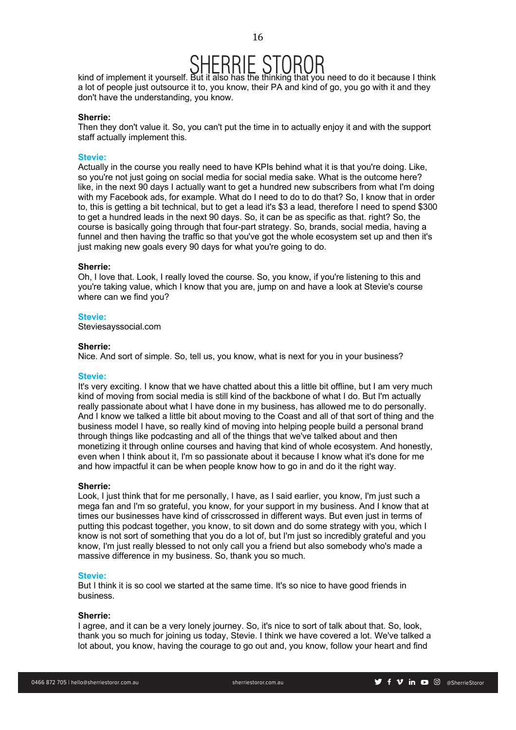kind of implement it yourself. But it also has the thinking that you need to do it because I think a lot of people just outsource it to, you know, their PA and kind of go, you go with it and they don't have the understanding, you know.

**Sherrie:**
Then they don't value it. So, you can't put the time in to actually enjoy it and with the support staff actually implement this.

**Stevie:**
Actually in the course you really need to have KPIs behind what it is that you're doing. Like, so you're not just going on social media for social media sake. What is the outcome here? like, in the next 90 days I actually want to get a hundred new subscribers from what I'm doing with my Facebook ads, for example. What do I need to do to do that? So, I know that in order to, this is getting a bit technical, but to get a lead it's $3 a lead, therefore I need to spend $300 to get a hundred leads in the next 90 days. So, it can be as specific as that. right? So, the course is basically going through that four-part strategy. So, brands, social media, having a funnel and then having the traffic so that you've got the whole ecosystem set up and then it's just making new goals every 90 days for what you're going to do.

**Sherrie:**
Oh, I love that. Look, I really loved the course. So, you know, if you're listening to this and you're taking value, which I know that you are, jump on and have a look at Stevie's course where can we find you?

**Stevie:**
Steviesayssocial.com

**Sherrie:**
Nice. And sort of simple. So, tell us, you know, what is next for you in your business?

**Stevie:**
It's very exciting. I know that we have chatted about this a little bit offline, but I am very much kind of moving from social media is still kind of the backbone of what I do. But I'm actually really passionate about what I have done in my business, has allowed me to do personally. And I know we talked a little bit about moving to the Coast and all of that sort of thing and the business model I have, so really kind of moving into helping people build a personal brand through things like podcasting and all of the things that we've talked about and then monetizing it through online courses and having that kind of whole ecosystem. And honestly, even when I think about it, I'm so passionate about it because I know what it's done for me and how impactful it can be when people know how to go in and do it the right way.

**Sherrie:**
Look, I just think that for me personally, I have, as I said earlier, you know, I'm just such a mega fan and I'm so grateful, you know, for your support in my business. And I know that at times our businesses have kind of crisscrossed in different ways. But even just in terms of putting this podcast together, you know, to sit down and do some strategy with you, which I know is not sort of something that you do a lot of, but I'm just so incredibly grateful and you know, I'm just really blessed to not only call you a friend but also somebody who's made a massive difference in my business. So, thank you so much.

**Stevie:**
But I think it is so cool we started at the same time. It's so nice to have good friends in business.

**Sherrie:**
I agree, and it can be a very lonely journey. So, it's nice to sort of talk about that. So, look, thank you so much for joining us today, Stevie. I think we have covered a lot. We've talked a lot about, you know, having the courage to go out and, you know, follow your heart and find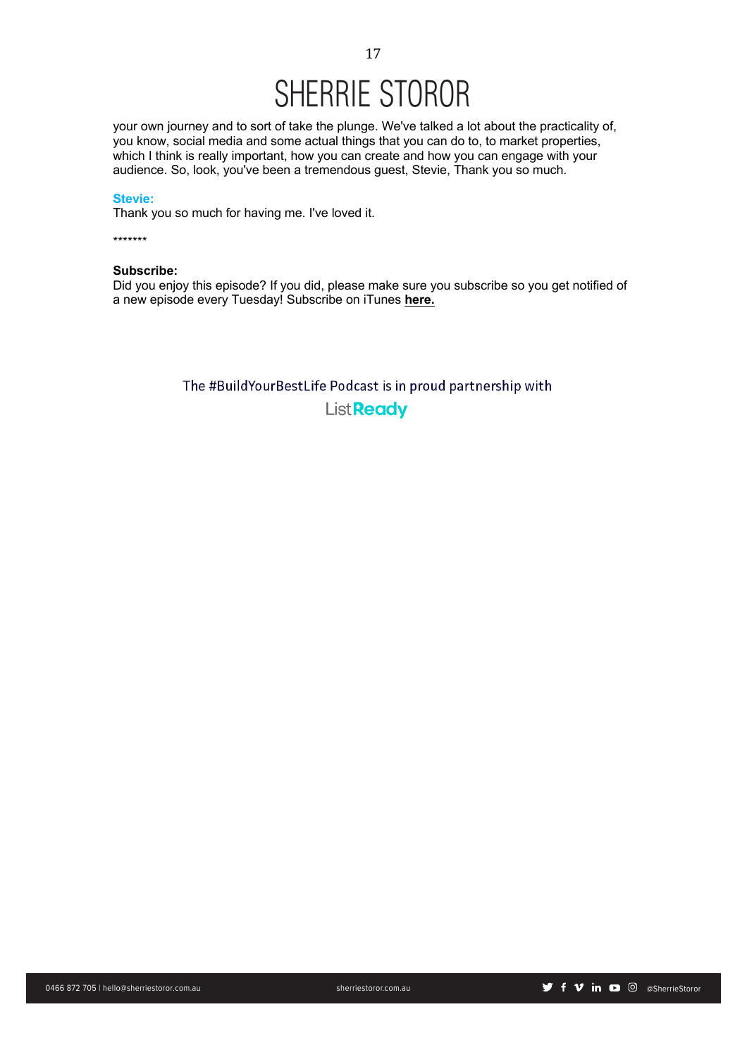your own journey and to sort of take the plunge. We've talked a lot about the practicality of, you know, social media and some actual things that you can do to, to market properties, which I think is really important, how you can create and how you can engage with your audience. So, look, you've been a tremendous guest, Stevie, Thank you so much.

**Stevie:**
Thank you so much for having me. I've loved it.

*******

**Subscribe:**
Did you enjoy this episode? If you did, please make sure you subscribe so you get notified of a new episode every Tuesday! Subscribe on iTunes **here.**

The #BuildYourBestLife Podcast is in proud partnership with
ListReady